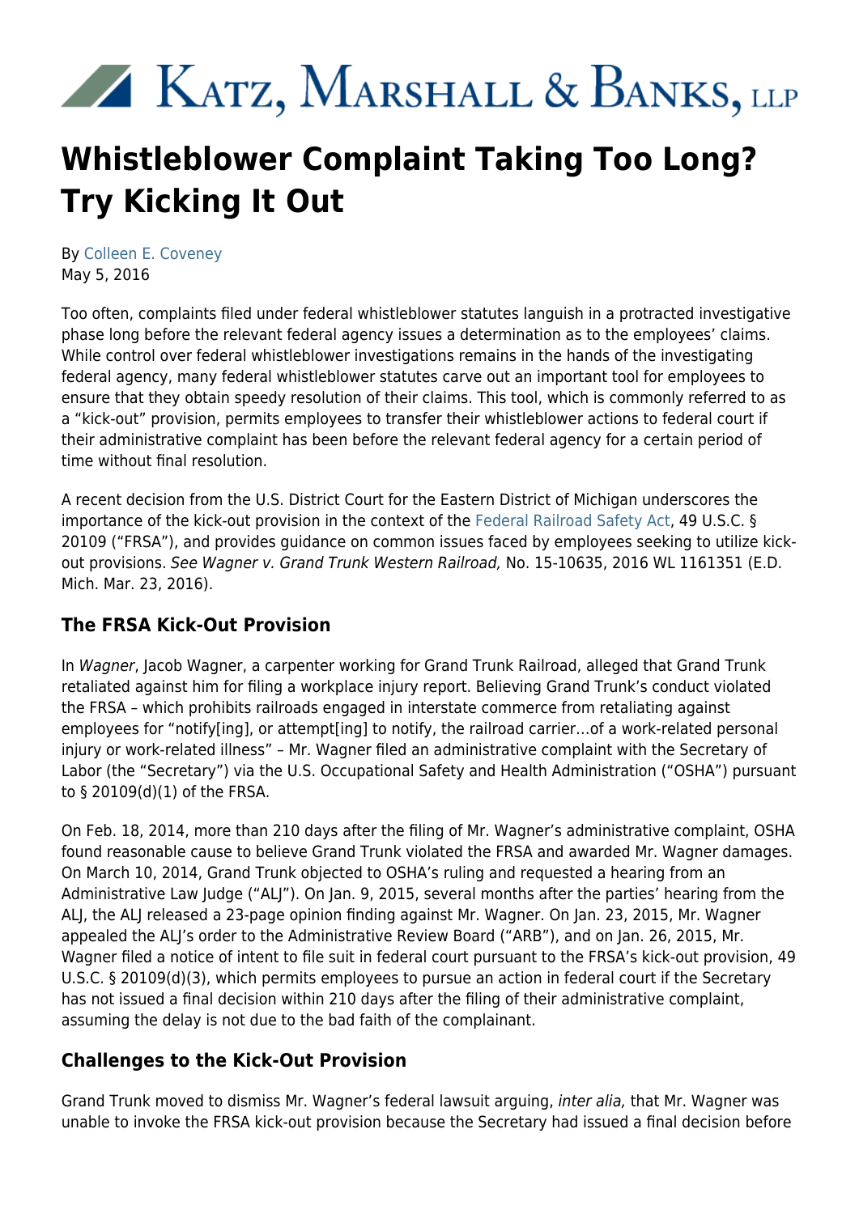# Katz, Marshall & Banks, LLP

# Whistleblower Complaint Taking Too Long? Try Kicking It Out

By Colleen E. Coveney
May 5, 2016

Too often, complaints filed under federal whistleblower statutes languish in a protracted investigative phase long before the relevant federal agency issues a determination as to the employees' claims. While control over federal whistleblower investigations remains in the hands of the investigating federal agency, many federal whistleblower statutes carve out an important tool for employees to ensure that they obtain speedy resolution of their claims. This tool, which is commonly referred to as a "kick-out" provision, permits employees to transfer their whistleblower actions to federal court if their administrative complaint has been before the relevant federal agency for a certain period of time without final resolution.

A recent decision from the U.S. District Court for the Eastern District of Michigan underscores the importance of the kick-out provision in the context of the Federal Railroad Safety Act, 49 U.S.C. § 20109 ("FRSA"), and provides guidance on common issues faced by employees seeking to utilize kick-out provisions. *See Wagner v. Grand Trunk Western Railroad,* No. 15-10635, 2016 WL 1161351 (E.D. Mich. Mar. 23, 2016).

## The FRSA Kick-Out Provision

In *Wagner*, Jacob Wagner, a carpenter working for Grand Trunk Railroad, alleged that Grand Trunk retaliated against him for filing a workplace injury report. Believing Grand Trunk's conduct violated the FRSA – which prohibits railroads engaged in interstate commerce from retaliating against employees for "notify[ing], or attempt[ing] to notify, the railroad carrier…of a work-related personal injury or work-related illness" – Mr. Wagner filed an administrative complaint with the Secretary of Labor (the "Secretary") via the U.S. Occupational Safety and Health Administration ("OSHA") pursuant to § 20109(d)(1) of the FRSA.

On Feb. 18, 2014, more than 210 days after the filing of Mr. Wagner's administrative complaint, OSHA found reasonable cause to believe Grand Trunk violated the FRSA and awarded Mr. Wagner damages. On March 10, 2014, Grand Trunk objected to OSHA's ruling and requested a hearing from an Administrative Law Judge ("ALJ"). On Jan. 9, 2015, several months after the parties' hearing from the ALJ, the ALJ released a 23-page opinion finding against Mr. Wagner. On Jan. 23, 2015, Mr. Wagner appealed the ALJ's order to the Administrative Review Board ("ARB"), and on Jan. 26, 2015, Mr. Wagner filed a notice of intent to file suit in federal court pursuant to the FRSA's kick-out provision, 49 U.S.C. § 20109(d)(3), which permits employees to pursue an action in federal court if the Secretary has not issued a final decision within 210 days after the filing of their administrative complaint, assuming the delay is not due to the bad faith of the complainant.

## Challenges to the Kick-Out Provision

Grand Trunk moved to dismiss Mr. Wagner's federal lawsuit arguing, *inter alia,* that Mr. Wagner was unable to invoke the FRSA kick-out provision because the Secretary had issued a final decision before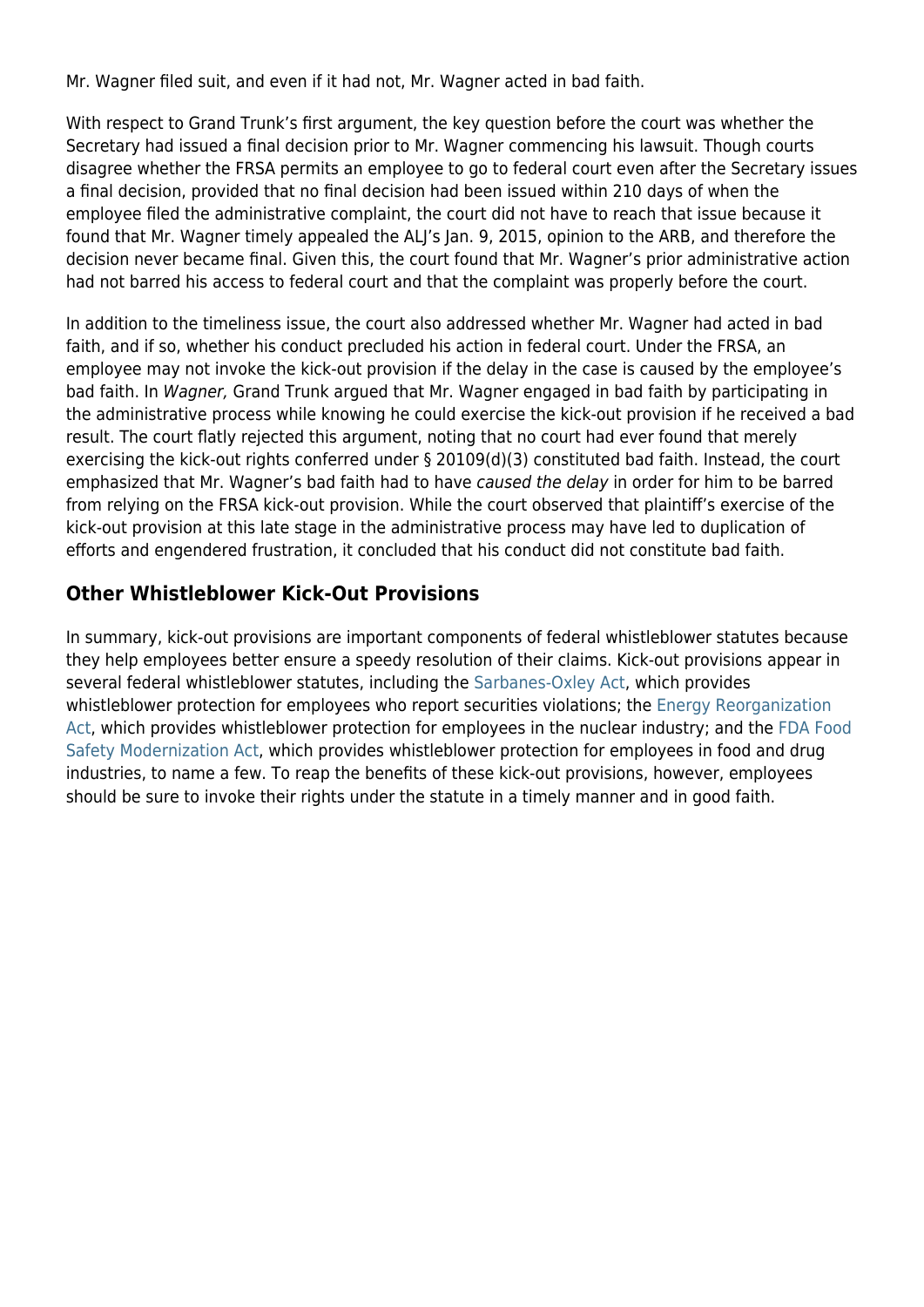Mr. Wagner filed suit, and even if it had not, Mr. Wagner acted in bad faith.

With respect to Grand Trunk's first argument, the key question before the court was whether the Secretary had issued a final decision prior to Mr. Wagner commencing his lawsuit. Though courts disagree whether the FRSA permits an employee to go to federal court even after the Secretary issues a final decision, provided that no final decision had been issued within 210 days of when the employee filed the administrative complaint, the court did not have to reach that issue because it found that Mr. Wagner timely appealed the ALJ's Jan. 9, 2015, opinion to the ARB, and therefore the decision never became final. Given this, the court found that Mr. Wagner's prior administrative action had not barred his access to federal court and that the complaint was properly before the court.

In addition to the timeliness issue, the court also addressed whether Mr. Wagner had acted in bad faith, and if so, whether his conduct precluded his action in federal court. Under the FRSA, an employee may not invoke the kick-out provision if the delay in the case is caused by the employee's bad faith. In *Wagner,* Grand Trunk argued that Mr. Wagner engaged in bad faith by participating in the administrative process while knowing he could exercise the kick-out provision if he received a bad result. The court flatly rejected this argument, noting that no court had ever found that merely exercising the kick-out rights conferred under § 20109(d)(3) constituted bad faith. Instead, the court emphasized that Mr. Wagner's bad faith had to have *caused the delay* in order for him to be barred from relying on the FRSA kick-out provision. While the court observed that plaintiff's exercise of the kick-out provision at this late stage in the administrative process may have led to duplication of efforts and engendered frustration, it concluded that his conduct did not constitute bad faith.

## Other Whistleblower Kick-Out Provisions

In summary, kick-out provisions are important components of federal whistleblower statutes because they help employees better ensure a speedy resolution of their claims. Kick-out provisions appear in several federal whistleblower statutes, including the Sarbanes-Oxley Act, which provides whistleblower protection for employees who report securities violations; the Energy Reorganization Act, which provides whistleblower protection for employees in the nuclear industry; and the FDA Food Safety Modernization Act, which provides whistleblower protection for employees in food and drug industries, to name a few. To reap the benefits of these kick-out provisions, however, employees should be sure to invoke their rights under the statute in a timely manner and in good faith.